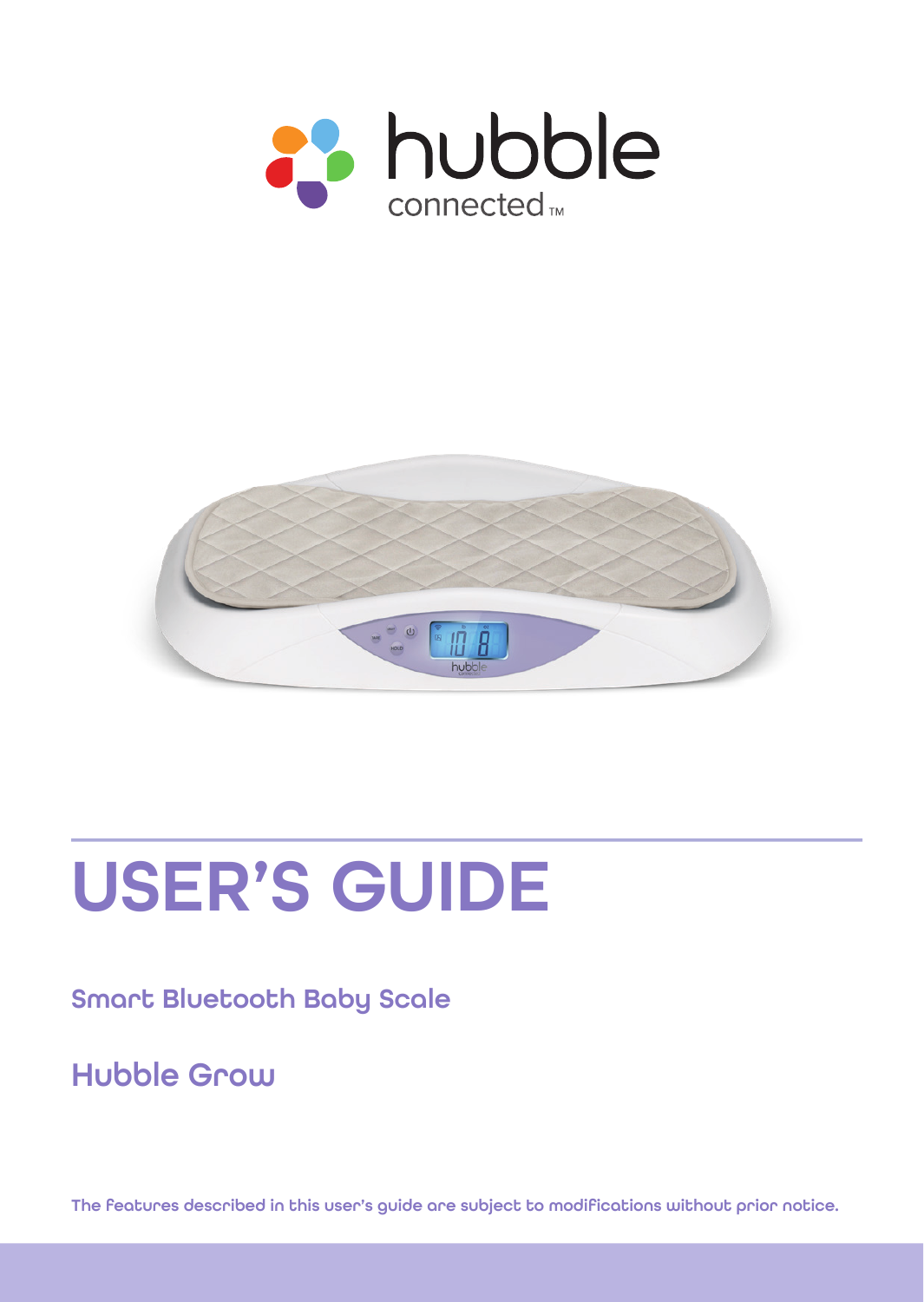hubble connected™

# USER'S GUIDE

## Smart Bluetooth Baby Scale

## Hubble Grow

The features described in this user's guide are subject to modifications without prior notice.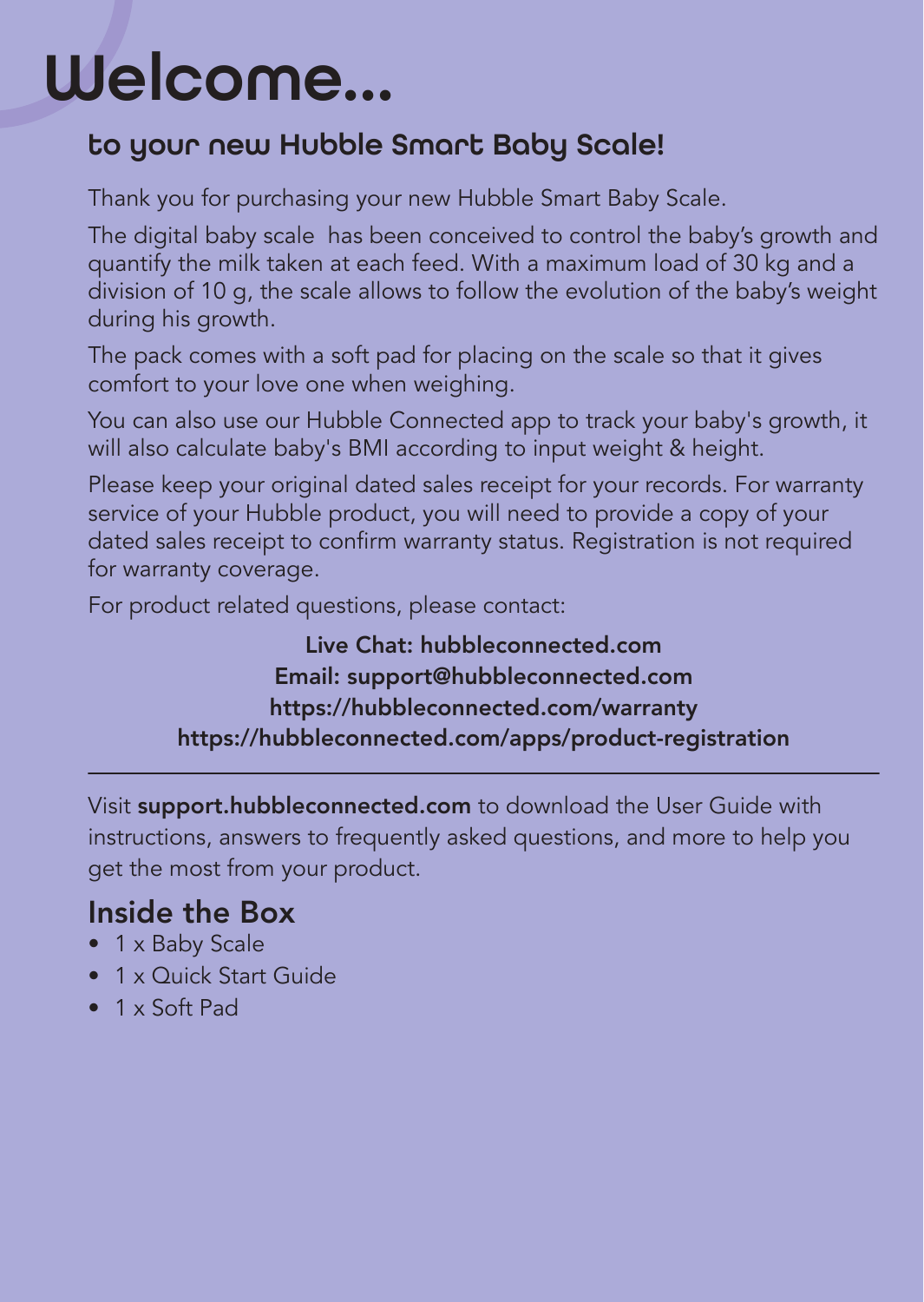# Welcome...

## to your new Hubble Smart Baby Scale!

Thank you for purchasing your new Hubble Smart Baby Scale.

The digital baby scale has been conceived to control the baby's growth and quantify the milk taken at each feed. With a maximum load of 30 kg and a division of 10 g, the scale allows to follow the evolution of the baby's weight during his growth.

The pack comes with a soft pad for placing on the scale so that it gives comfort to your love one when weighing.

You can also use our Hubble Connected app to track your baby's growth, it will also calculate baby's BMI according to input weight & height.

Please keep your original dated sales receipt for your records. For warranty service of your Hubble product, you will need to provide a copy of your dated sales receipt to confirm warranty status. Registration is not required for warranty coverage.

For product related questions, please contact:

**Live Chat: hubbleconnected.com**
**Email: support@hubbleconnected.com**
**https://hubbleconnected.com/warranty**
**https://hubbleconnected.com/apps/product-registration**

---

Visit **support.hubbleconnected.com** to download the User Guide with instructions, answers to frequently asked questions, and more to help you get the most from your product.

## Inside the Box

- 1 x Baby Scale
- 1 x Quick Start Guide
- 1 x Soft Pad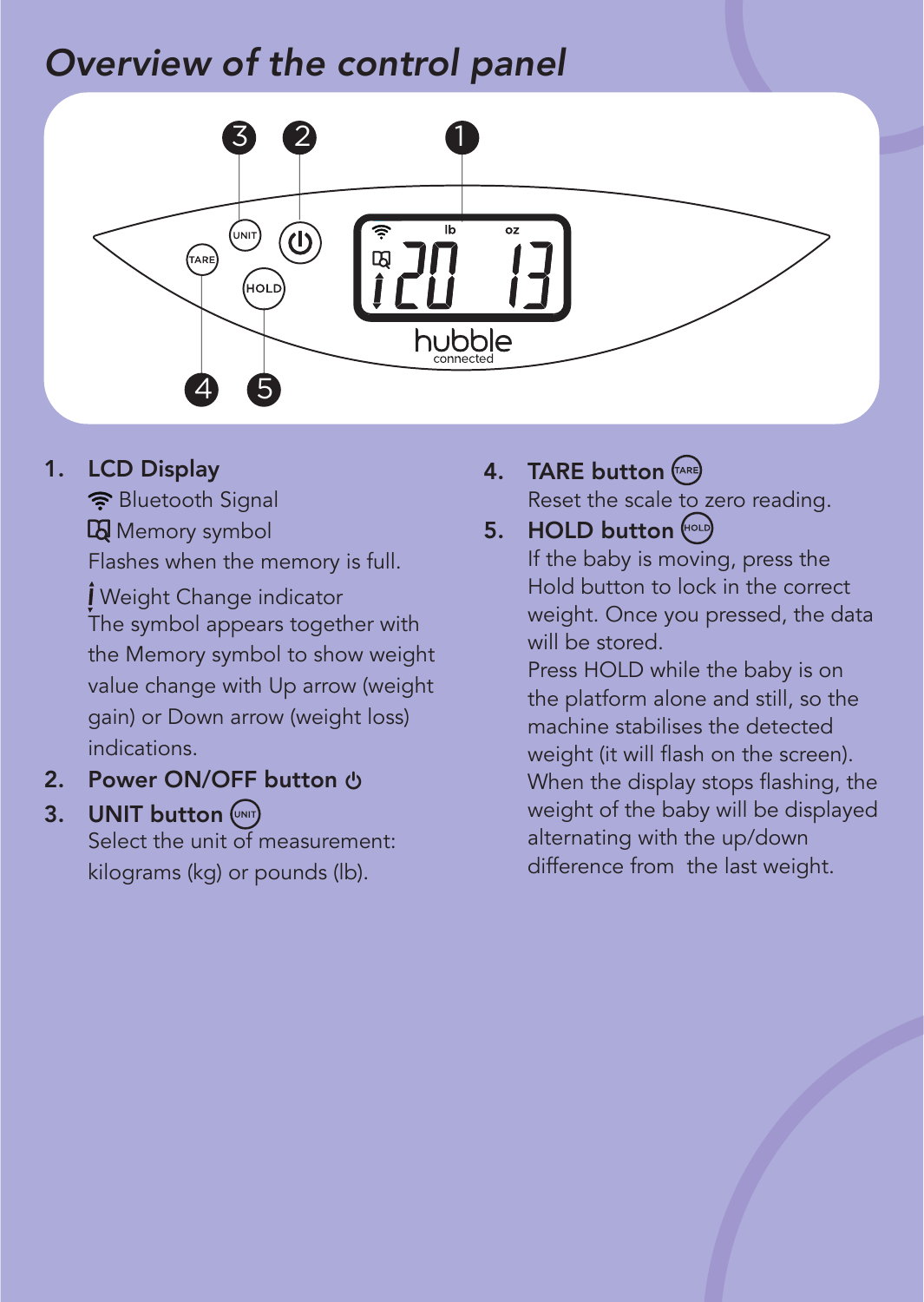# *Overview of the control panel*

1. **LCD Display**
   Bluetooth Signal
   Memory symbol
   Flashes when the memory is full.
   Weight Change indicator
   The symbol appears together with the Memory symbol to show weight value change with Up arrow (weight gain) or Down arrow (weight loss) indications.
2. **Power ON/OFF button**
3. **UNIT button**
   Select the unit of measurement: kilograms (kg) or pounds (lb).
4. **TARE button**
   Reset the scale to zero reading.
5. **HOLD button**
   If the baby is moving, press the Hold button to lock in the correct weight. Once you pressed, the data will be stored.
   Press HOLD while the baby is on the platform alone and still, so the machine stabilises the detected weight (it will flash on the screen). When the display stops flashing, the weight of the baby will be displayed alternating with the up/down difference from the last weight.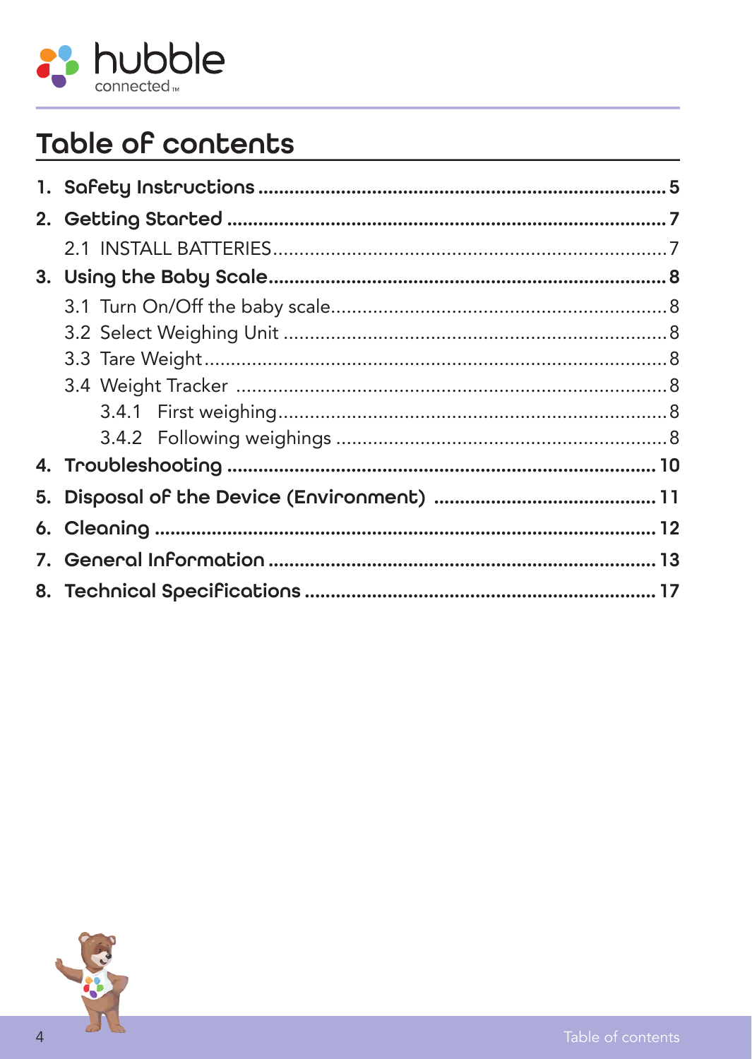# Table of contents

1. **Safety Instructions** ........ 5
2. **Getting Started** ........ 7
    - 2.1 INSTALL BATTERIES ........ 7
3. **Using the Baby Scale** ........ 8
    - 3.1 Turn On/Off the baby scale ........ 8
    - 3.2 Select Weighing Unit ........ 8
    - 3.3 Tare Weight ........ 8
    - 3.4 Weight Tracker ........ 8
        - 3.4.1 First weighing ........ 8
        - 3.4.2 Following weighings ........ 8
4. **Troubleshooting** ........ 10
5. **Disposal of the Device (Environment)** ........ 11
6. **Cleaning** ........ 12
7. **General Information** ........ 13
8. **Technical Specifications** ........ 17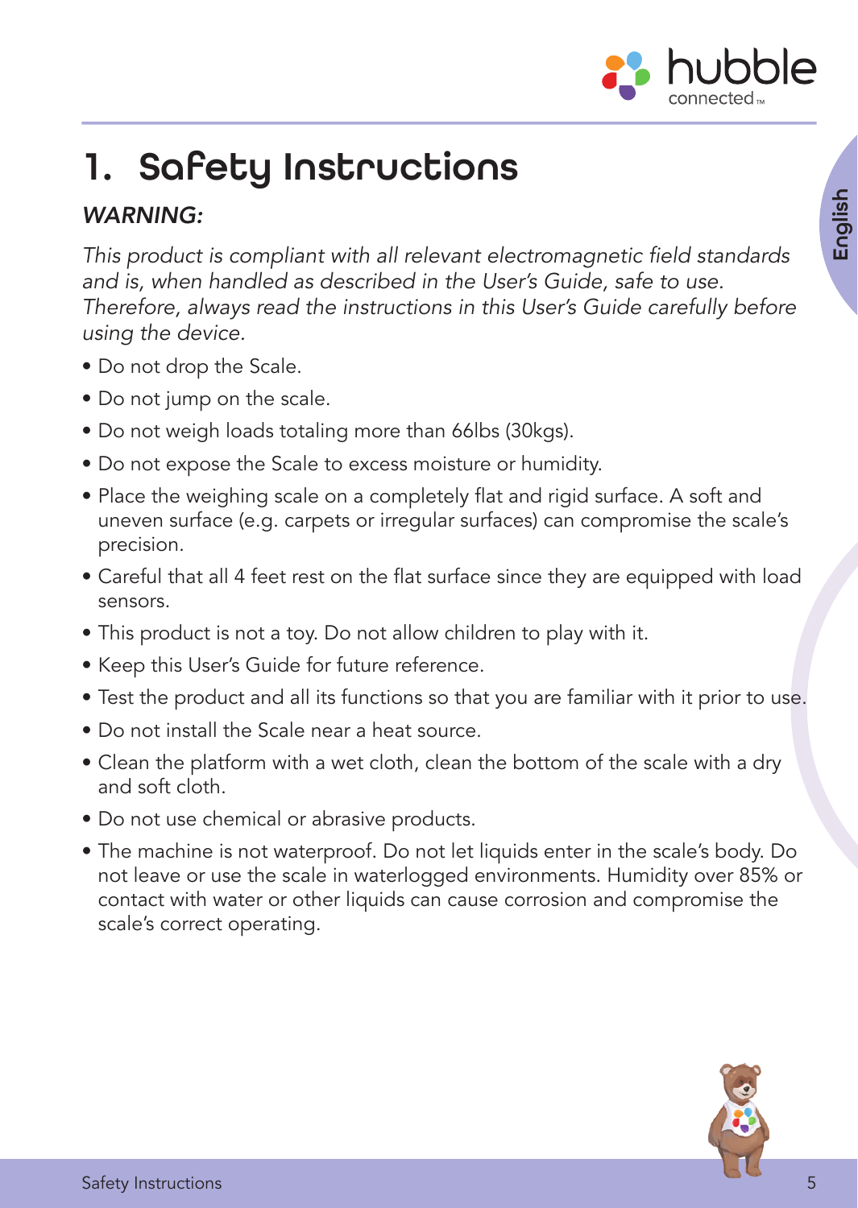# 1. Safety Instructions

***WARNING:***

*This product is compliant with all relevant electromagnetic field standards and is, when handled as described in the User's Guide, safe to use. Therefore, always read the instructions in this User's Guide carefully before using the device.*

- Do not drop the Scale.
- Do not jump on the scale.
- Do not weigh loads totaling more than 66lbs (30kgs).
- Do not expose the Scale to excess moisture or humidity.
- Place the weighing scale on a completely flat and rigid surface. A soft and uneven surface (e.g. carpets or irregular surfaces) can compromise the scale's precision.
- Careful that all 4 feet rest on the flat surface since they are equipped with load sensors.
- This product is not a toy. Do not allow children to play with it.
- Keep this User's Guide for future reference.
- Test the product and all its functions so that you are familiar with it prior to use.
- Do not install the Scale near a heat source.
- Clean the platform with a wet cloth, clean the bottom of the scale with a dry and soft cloth.
- Do not use chemical or abrasive products.
- The machine is not waterproof. Do not let liquids enter in the scale's body. Do not leave or use the scale in waterlogged environments. Humidity over 85% or contact with water or other liquids can cause corrosion and compromise the scale's correct operating.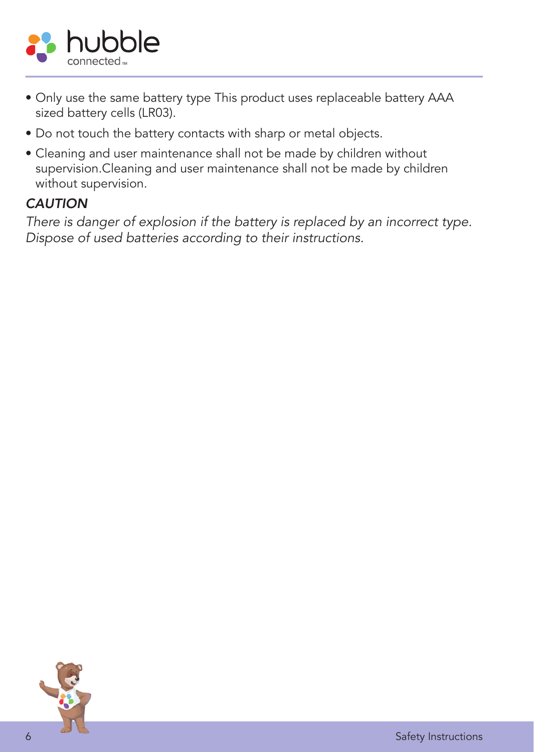- Only use the same battery type This product uses replaceable battery AAA sized battery cells (LR03).
- Do not touch the battery contacts with sharp or metal objects.
- Cleaning and user maintenance shall not be made by children without supervision.Cleaning and user maintenance shall not be made by children without supervision.

***CAUTION***

*There is danger of explosion if the battery is replaced by an incorrect type. Dispose of used batteries according to their instructions.*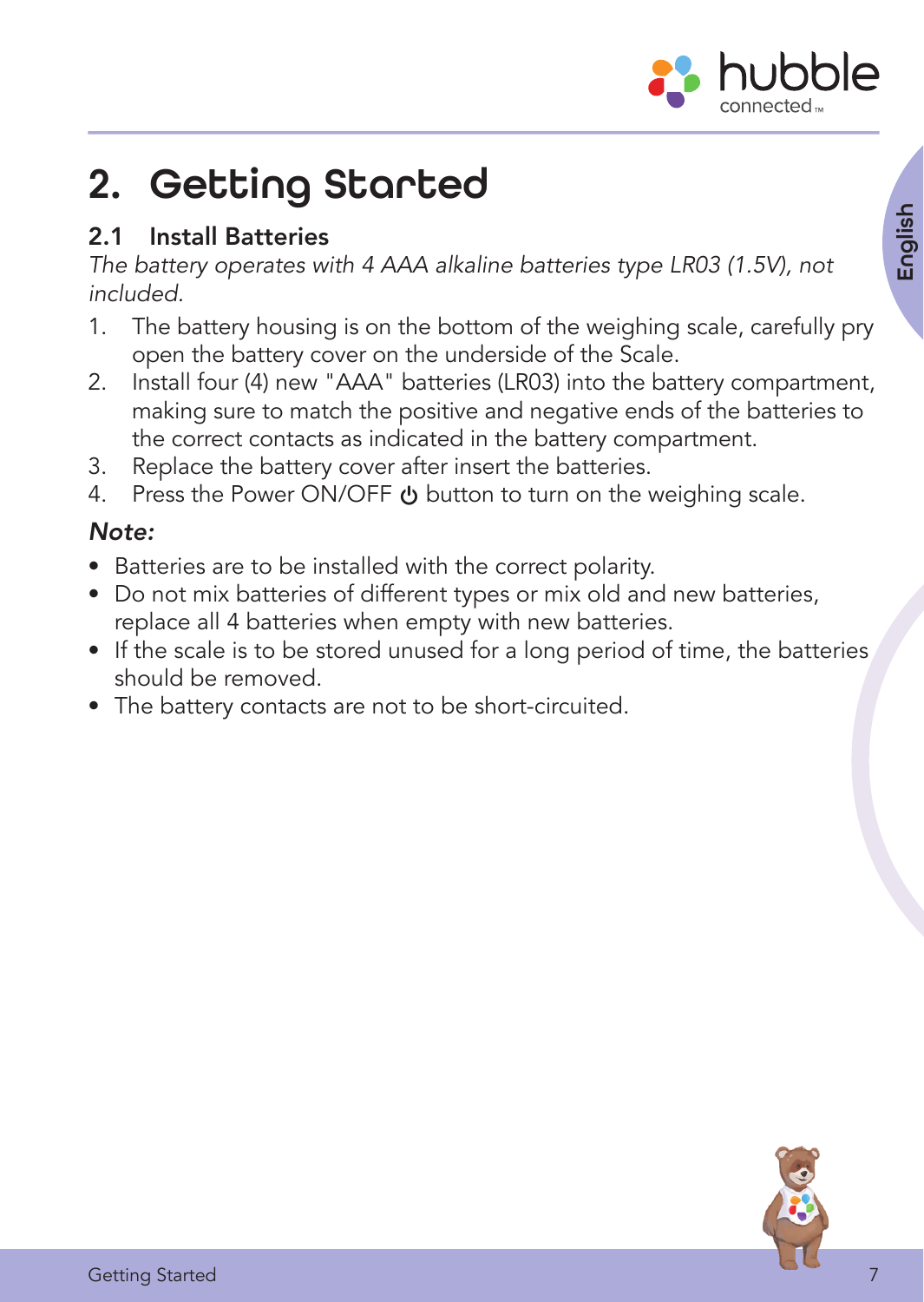# 2. Getting Started

## 2.1 Install Batteries

*The battery operates with 4 AAA alkaline batteries type LR03 (1.5V), not included.*

1. The battery housing is on the bottom of the weighing scale, carefully pry open the battery cover on the underside of the Scale.
2. Install four (4) new "AAA" batteries (LR03) into the battery compartment, making sure to match the positive and negative ends of the batteries to the correct contacts as indicated in the battery compartment.
3. Replace the battery cover after insert the batteries.
4. Press the Power ON/OFF ⏻ button to turn on the weighing scale.

***Note:***

- Batteries are to be installed with the correct polarity.
- Do not mix batteries of different types or mix old and new batteries, replace all 4 batteries when empty with new batteries.
- If the scale is to be stored unused for a long period of time, the batteries should be removed.
- The battery contacts are not to be short-circuited.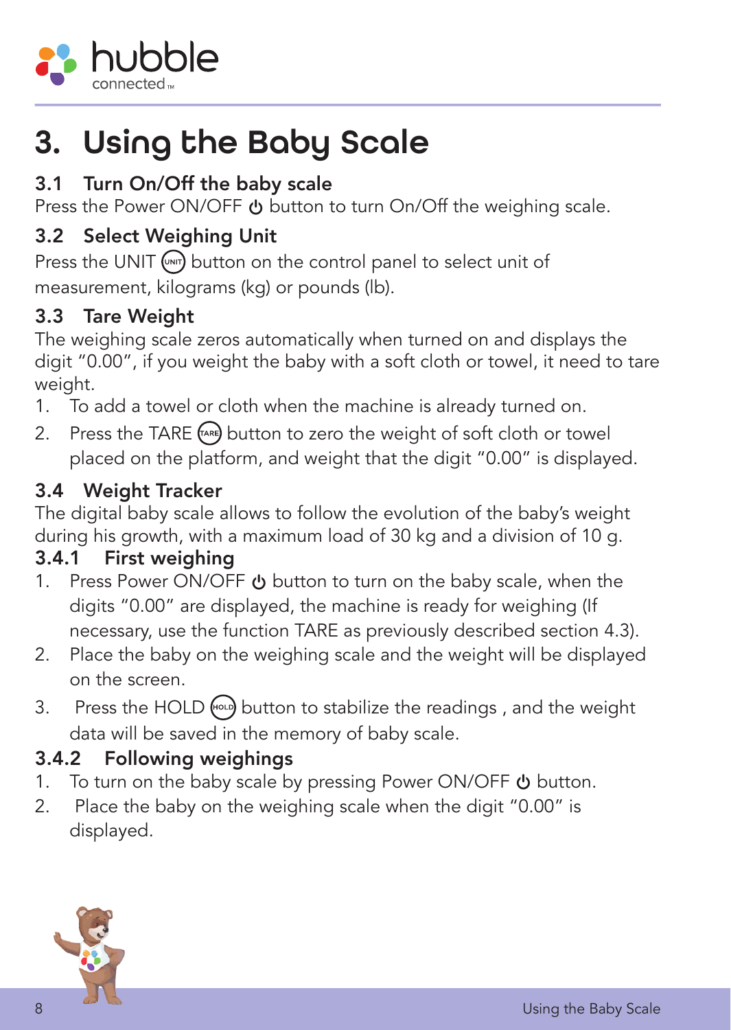# 3. Using the Baby Scale

## 3.1 Turn On/Off the baby scale

Press the Power ON/OFF ⏻ button to turn On/Off the weighing scale.

## 3.2 Select Weighing Unit

Press the UNIT (UNIT) button on the control panel to select unit of measurement, kilograms (kg) or pounds (lb).

## 3.3 Tare Weight

The weighing scale zeros automatically when turned on and displays the digit "0.00", if you weight the baby with a soft cloth or towel, it need to tare weight.

1. To add a towel or cloth when the machine is already turned on.
2. Press the TARE (TARE) button to zero the weight of soft cloth or towel placed on the platform, and weight that the digit "0.00" is displayed.

## 3.4 Weight Tracker

The digital baby scale allows to follow the evolution of the baby's weight during his growth, with a maximum load of 30 kg and a division of 10 g.

### 3.4.1 First weighing

1. Press Power ON/OFF ⏻ button to turn on the baby scale, when the digits "0.00" are displayed, the machine is ready for weighing (If necessary, use the function TARE as previously described section 4.3).
2. Place the baby on the weighing scale and the weight will be displayed on the screen.
3. Press the HOLD (HOLD) button to stabilize the readings , and the weight data will be saved in the memory of baby scale.

### 3.4.2 Following weighings

1. To turn on the baby scale by pressing Power ON/OFF ⏻ button.
2. Place the baby on the weighing scale when the digit "0.00" is displayed.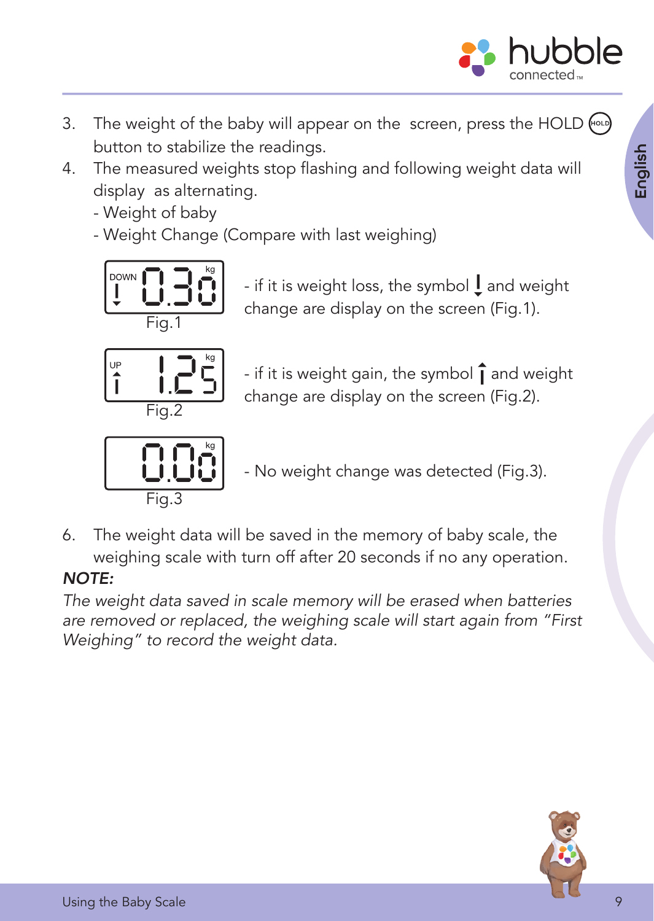3. The weight of the baby will appear on the screen, press the HOLD button to stabilize the readings.
4. The measured weights stop flashing and following weight data will display as alternating.
   - Weight of baby
   - Weight Change (Compare with last weighing)

DOWN 0.30 kg

Fig.1

- if it is weight loss, the symbol ↓ and weight change are display on the screen (Fig.1).

UP 1.25 kg

Fig.2

- if it is weight gain, the symbol ↑ and weight change are display on the screen (Fig.2).

0.00 kg

Fig.3

- No weight change was detected (Fig.3).

6. The weight data will be saved in the memory of baby scale, the weighing scale with turn off after 20 seconds if no any operation.

***NOTE:***

*The weight data saved in scale memory will be erased when batteries are removed or replaced, the weighing scale will start again from "First Weighing" to record the weight data.*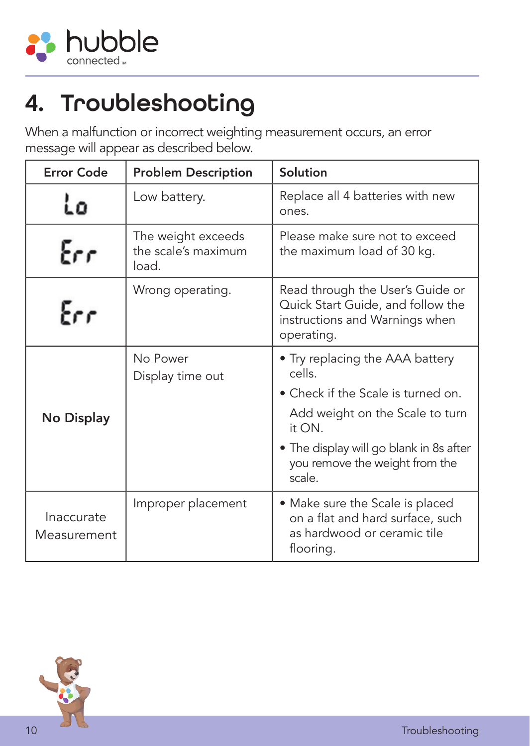# 4. Troubleshooting

When a malfunction or incorrect weighting measurement occurs, an error message will appear as described below.

| Error Code | Problem Description | Solution |
|---|---|---|
| Lo | Low battery. | Replace all 4 batteries with new ones. |
| Err | The weight exceeds the scale's maximum load. | Please make sure not to exceed the maximum load of 30 kg. |
| Err | Wrong operating. | Read through the User's Guide or Quick Start Guide, and follow the instructions and Warnings when operating. |
| **No Display** | No Power<br>Display time out | • Try replacing the AAA battery cells.<br>• Check if the Scale is turned on.<br>Add weight on the Scale to turn it ON.<br>• The display will go blank in 8s after you remove the weight from the scale. |
| Inaccurate Measurement | Improper placement | • Make sure the Scale is placed on a flat and hard surface, such as hardwood or ceramic tile flooring. |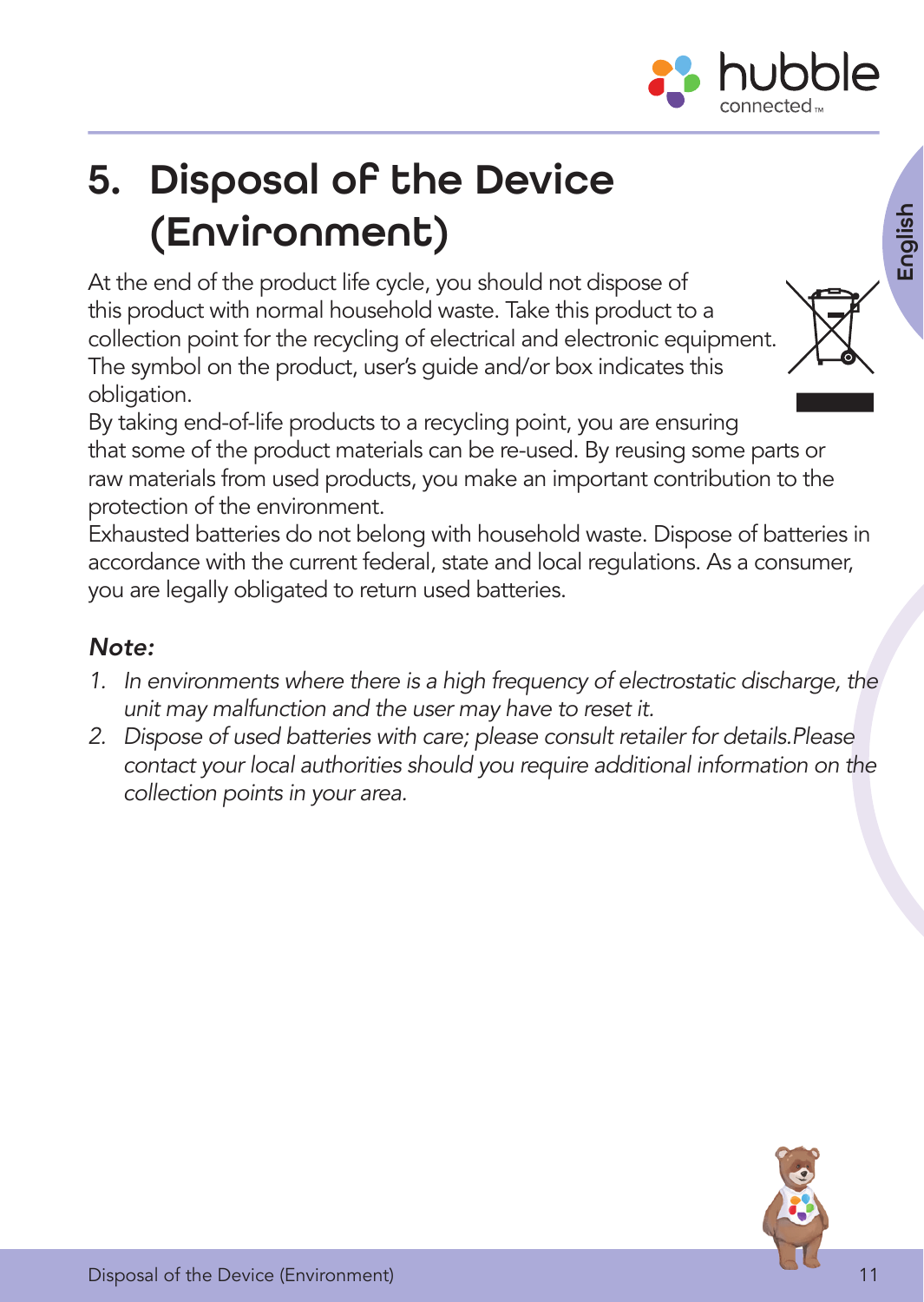# 5. Disposal of the Device (Environment)

At the end of the product life cycle, you should not dispose of this product with normal household waste. Take this product to a collection point for the recycling of electrical and electronic equipment. The symbol on the product, user's guide and/or box indicates this obligation.

By taking end-of-life products to a recycling point, you are ensuring that some of the product materials can be re-used. By reusing some parts or raw materials from used products, you make an important contribution to the protection of the environment.

Exhausted batteries do not belong with household waste. Dispose of batteries in accordance with the current federal, state and local regulations. As a consumer, you are legally obligated to return used batteries.

***Note:***

1. *In environments where there is a high frequency of electrostatic discharge, the unit may malfunction and the user may have to reset it.*
2. *Dispose of used batteries with care; please consult retailer for details.Please contact your local authorities should you require additional information on the collection points in your area.*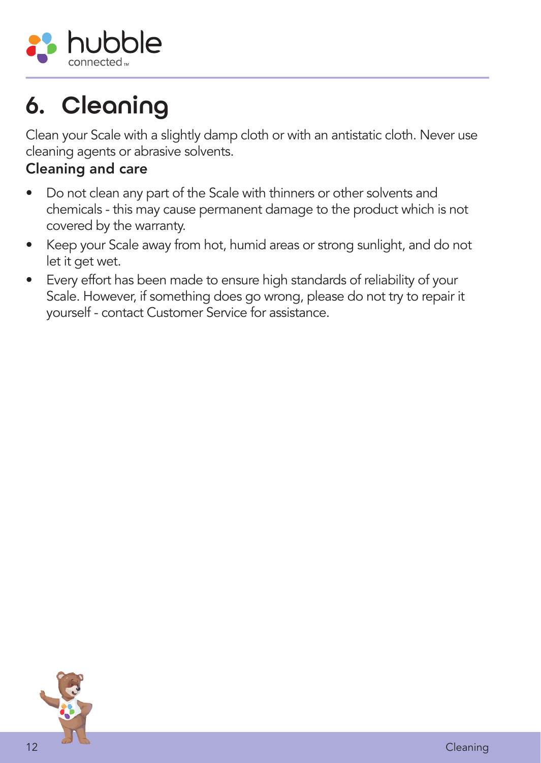# 6. Cleaning

Clean your Scale with a slightly damp cloth or with an antistatic cloth. Never use cleaning agents or abrasive solvents.

**Cleaning and care**

- Do not clean any part of the Scale with thinners or other solvents and chemicals - this may cause permanent damage to the product which is not covered by the warranty.
- Keep your Scale away from hot, humid areas or strong sunlight, and do not let it get wet.
- Every effort has been made to ensure high standards of reliability of your Scale. However, if something does go wrong, please do not try to repair it yourself - contact Customer Service for assistance.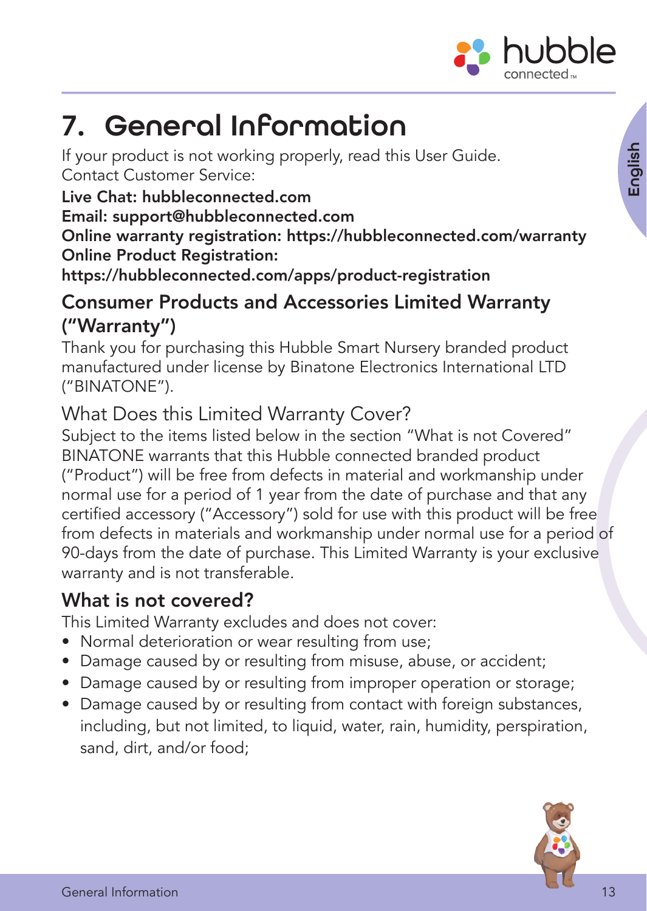# 7. General Information

If your product is not working properly, read this User Guide.
Contact Customer Service:

**Live Chat: hubbleconnected.com**
**Email: support@hubbleconnected.com**
**Online warranty registration: https://hubbleconnected.com/warranty**
**Online Product Registration:**
**https://hubbleconnected.com/apps/product-registration**

## Consumer Products and Accessories Limited Warranty ("Warranty")

Thank you for purchasing this Hubble Smart Nursery branded product manufactured under license by Binatone Electronics International LTD ("BINATONE").

### What Does this Limited Warranty Cover?

Subject to the items listed below in the section "What is not Covered" BINATONE warrants that this Hubble connected branded product ("Product") will be free from defects in material and workmanship under normal use for a period of 1 year from the date of purchase and that any certified accessory ("Accessory") sold for use with this product will be free from defects in materials and workmanship under normal use for a period of 90-days from the date of purchase. This Limited Warranty is your exclusive warranty and is not transferable.

### What is not covered?

This Limited Warranty excludes and does not cover:

- Normal deterioration or wear resulting from use;
- Damage caused by or resulting from misuse, abuse, or accident;
- Damage caused by or resulting from improper operation or storage;
- Damage caused by or resulting from contact with foreign substances, including, but not limited, to liquid, water, rain, humidity, perspiration, sand, dirt, and/or food;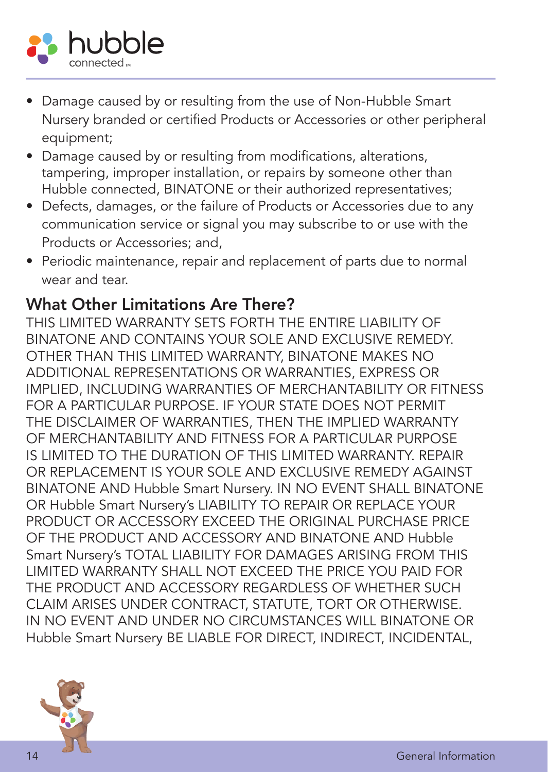- Damage caused by or resulting from the use of Non-Hubble Smart Nursery branded or certified Products or Accessories or other peripheral equipment;
- Damage caused by or resulting from modifications, alterations, tampering, improper installation, or repairs by someone other than Hubble connected, BINATONE or their authorized representatives;
- Defects, damages, or the failure of Products or Accessories due to any communication service or signal you may subscribe to or use with the Products or Accessories; and,
- Periodic maintenance, repair and replacement of parts due to normal wear and tear.

## What Other Limitations Are There?

THIS LIMITED WARRANTY SETS FORTH THE ENTIRE LIABILITY OF BINATONE AND CONTAINS YOUR SOLE AND EXCLUSIVE REMEDY. OTHER THAN THIS LIMITED WARRANTY, BINATONE MAKES NO ADDITIONAL REPRESENTATIONS OR WARRANTIES, EXPRESS OR IMPLIED, INCLUDING WARRANTIES OF MERCHANTABILITY OR FITNESS FOR A PARTICULAR PURPOSE. IF YOUR STATE DOES NOT PERMIT THE DISCLAIMER OF WARRANTIES, THEN THE IMPLIED WARRANTY OF MERCHANTABILITY AND FITNESS FOR A PARTICULAR PURPOSE IS LIMITED TO THE DURATION OF THIS LIMITED WARRANTY. REPAIR OR REPLACEMENT IS YOUR SOLE AND EXCLUSIVE REMEDY AGAINST BINATONE AND Hubble Smart Nursery. IN NO EVENT SHALL BINATONE OR Hubble Smart Nursery's LIABILITY TO REPAIR OR REPLACE YOUR PRODUCT OR ACCESSORY EXCEED THE ORIGINAL PURCHASE PRICE OF THE PRODUCT AND ACCESSORY AND BINATONE AND Hubble Smart Nursery's TOTAL LIABILITY FOR DAMAGES ARISING FROM THIS LIMITED WARRANTY SHALL NOT EXCEED THE PRICE YOU PAID FOR THE PRODUCT AND ACCESSORY REGARDLESS OF WHETHER SUCH CLAIM ARISES UNDER CONTRACT, STATUTE, TORT OR OTHERWISE. IN NO EVENT AND UNDER NO CIRCUMSTANCES WILL BINATONE OR Hubble Smart Nursery BE LIABLE FOR DIRECT, INDIRECT, INCIDENTAL,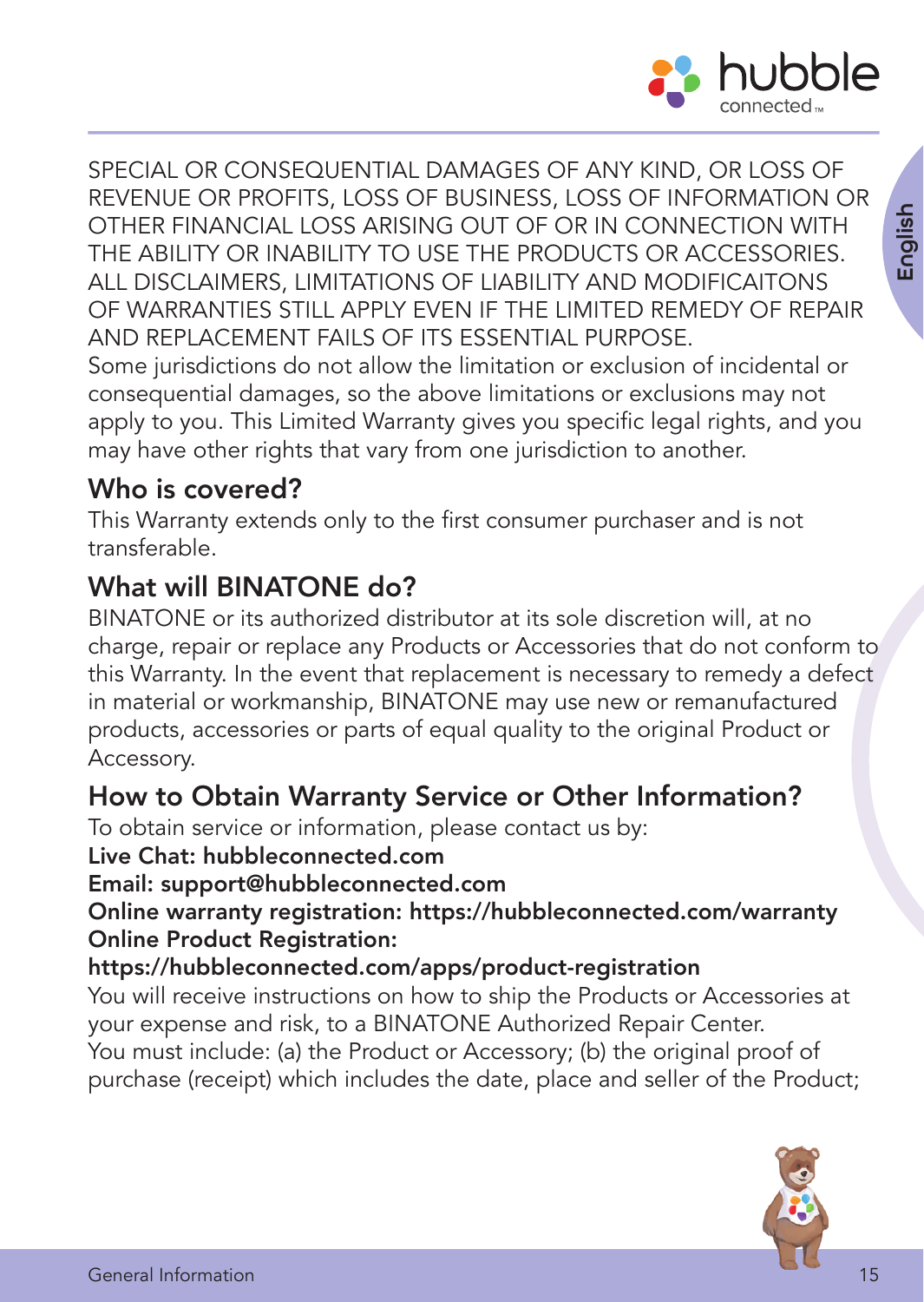SPECIAL OR CONSEQUENTIAL DAMAGES OF ANY KIND, OR LOSS OF REVENUE OR PROFITS, LOSS OF BUSINESS, LOSS OF INFORMATION OR OTHER FINANCIAL LOSS ARISING OUT OF OR IN CONNECTION WITH THE ABILITY OR INABILITY TO USE THE PRODUCTS OR ACCESSORIES. ALL DISCLAIMERS, LIMITATIONS OF LIABILITY AND MODIFICAITONS OF WARRANTIES STILL APPLY EVEN IF THE LIMITED REMEDY OF REPAIR AND REPLACEMENT FAILS OF ITS ESSENTIAL PURPOSE.
Some jurisdictions do not allow the limitation or exclusion of incidental or consequential damages, so the above limitations or exclusions may not apply to you. This Limited Warranty gives you specific legal rights, and you may have other rights that vary from one jurisdiction to another.

## Who is covered?

This Warranty extends only to the first consumer purchaser and is not transferable.

## What will BINATONE do?

BINATONE or its authorized distributor at its sole discretion will, at no charge, repair or replace any Products or Accessories that do not conform to this Warranty. In the event that replacement is necessary to remedy a defect in material or workmanship, BINATONE may use new or remanufactured products, accessories or parts of equal quality to the original Product or Accessory.

## How to Obtain Warranty Service or Other Information?

To obtain service or information, please contact us by:

**Live Chat: hubbleconnected.com**
**Email: support@hubbleconnected.com**
**Online warranty registration: https://hubbleconnected.com/warranty**
**Online Product Registration:**
**https://hubbleconnected.com/apps/product-registration**

You will receive instructions on how to ship the Products or Accessories at your expense and risk, to a BINATONE Authorized Repair Center.
You must include: (a) the Product or Accessory; (b) the original proof of purchase (receipt) which includes the date, place and seller of the Product;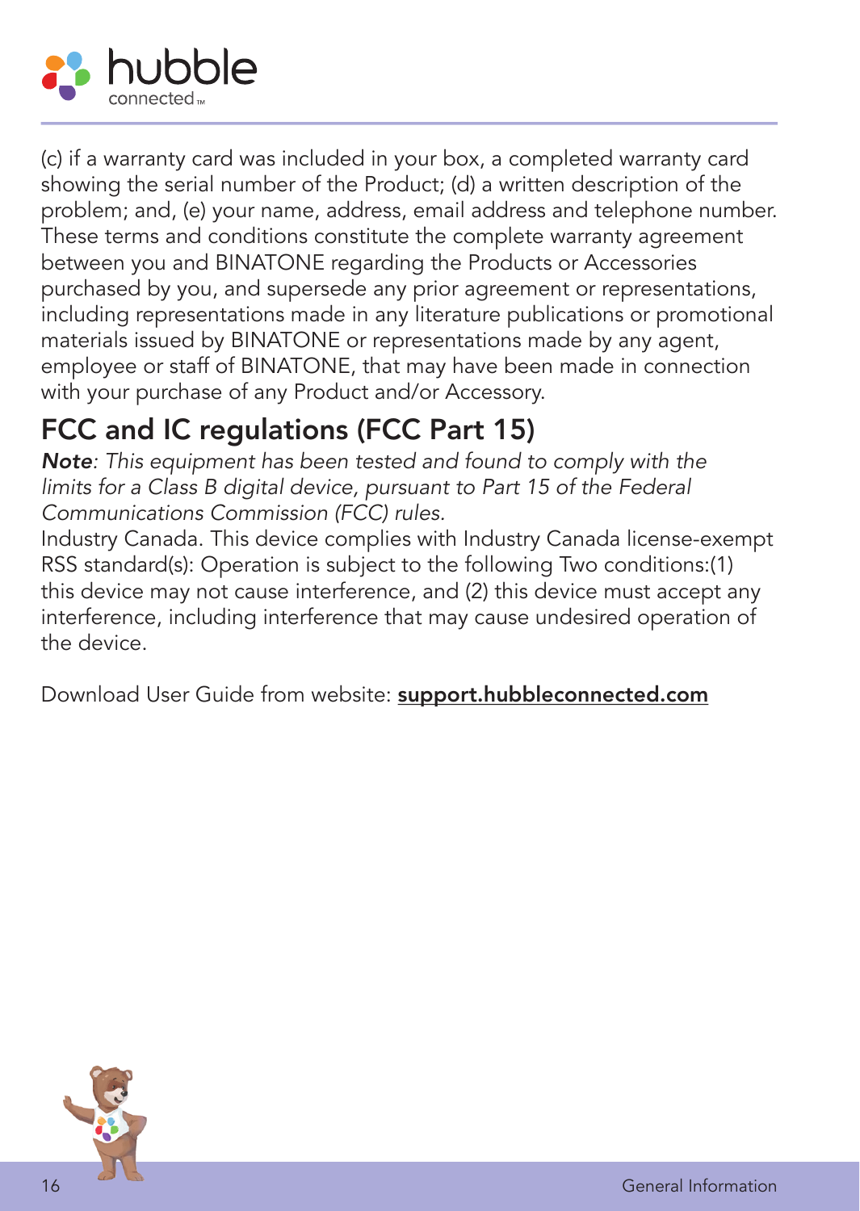(c) if a warranty card was included in your box, a completed warranty card showing the serial number of the Product; (d) a written description of the problem; and, (e) your name, address, email address and telephone number. These terms and conditions constitute the complete warranty agreement between you and BINATONE regarding the Products or Accessories purchased by you, and supersede any prior agreement or representations, including representations made in any literature publications or promotional materials issued by BINATONE or representations made by any agent, employee or staff of BINATONE, that may have been made in connection with your purchase of any Product and/or Accessory.

## FCC and IC regulations (FCC Part 15)

***Note****: This equipment has been tested and found to comply with the limits for a Class B digital device, pursuant to Part 15 of the Federal Communications Commission (FCC) rules.*

Industry Canada. This device complies with Industry Canada license-exempt RSS standard(s): Operation is subject to the following Two conditions:(1) this device may not cause interference, and (2) this device must accept any interference, including interference that may cause undesired operation of the device.

Download User Guide from website: **support.hubbleconnected.com**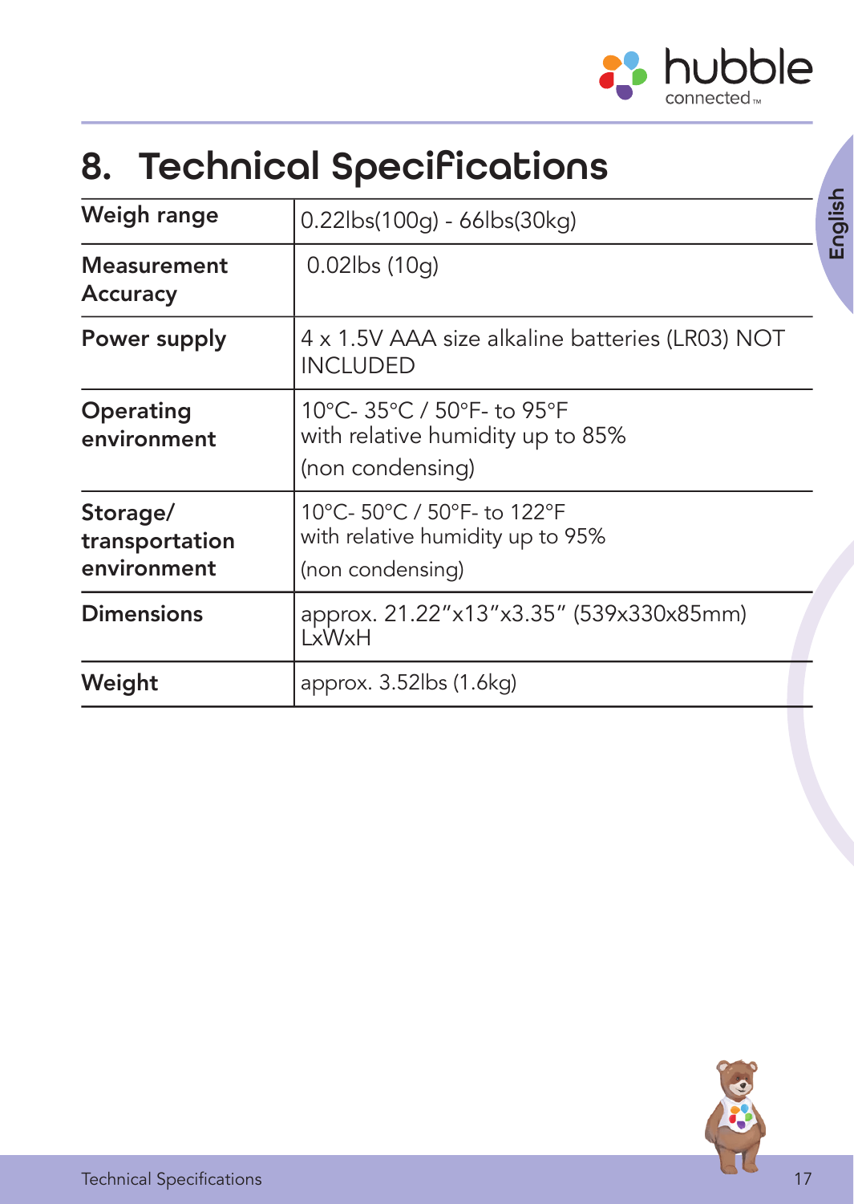# 8. Technical Specifications

| | |
|---|---|
| **Weigh range** | 0.22lbs(100g) - 66lbs(30kg) |
| **Measurement Accuracy** | 0.02lbs (10g) |
| **Power supply** | 4 x 1.5V AAA size alkaline batteries (LR03) NOT INCLUDED |
| **Operating environment** | 10°C- 35°C / 50°F- to 95°F with relative humidity up to 85% (non condensing) |
| **Storage/ transportation environment** | 10°C- 50°C / 50°F- to 122°F with relative humidity up to 95% (non condensing) |
| **Dimensions** | approx. 21.22"x13"x3.35" (539x330x85mm) LxWxH |
| **Weight** | approx. 3.52lbs (1.6kg) |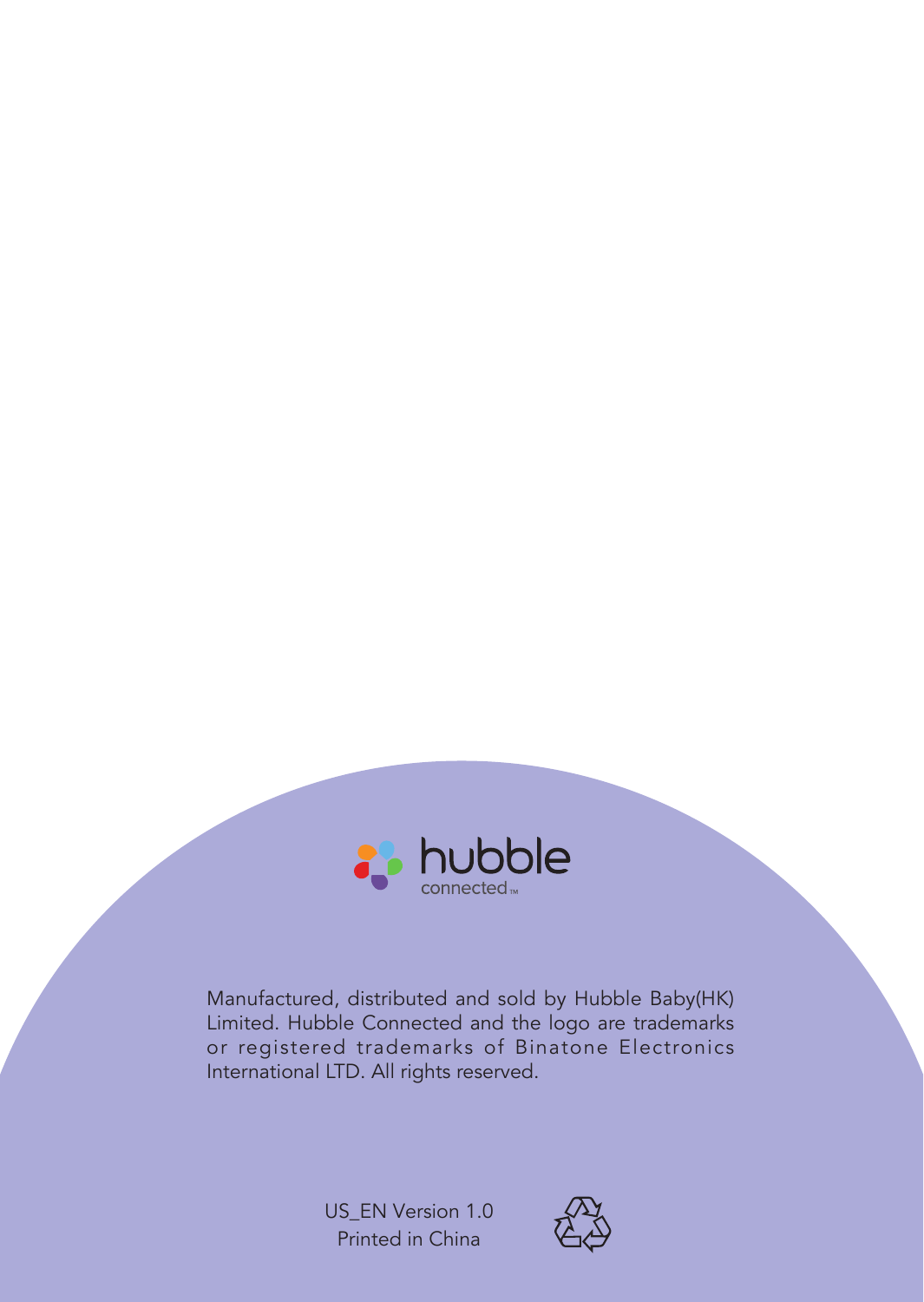hubble connected™

Manufactured, distributed and sold by Hubble Baby(HK) Limited. Hubble Connected and the logo are trademarks or registered trademarks of Binatone Electronics International LTD. All rights reserved.

US_EN Version 1.0
Printed in China